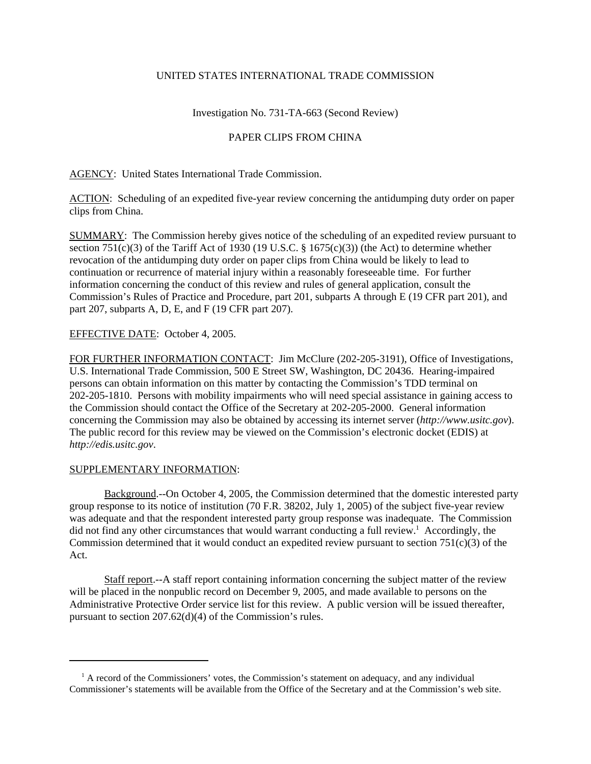UNITED STATES INTERNATIONAL TRADE COMMISSION

Investigation No. 731-TA-663 (Second Review)

PAPER CLIPS FROM CHINA

AGENCY: United States International Trade Commission.

ACTION: Scheduling of an expedited five-year review concerning the antidumping duty order on paper clips from China.

SUMMARY: The Commission hereby gives notice of the scheduling of an expedited review pursuant to section 751(c)(3) of the Tariff Act of 1930 (19 U.S.C. § 1675(c)(3)) (the Act) to determine whether revocation of the antidumping duty order on paper clips from China would be likely to lead to continuation or recurrence of material injury within a reasonably foreseeable time. For further information concerning the conduct of this review and rules of general application, consult the Commission's Rules of Practice and Procedure, part 201, subparts A through E (19 CFR part 201), and part 207, subparts A, D, E, and F (19 CFR part 207).

EFFECTIVE DATE: October 4, 2005.

FOR FURTHER INFORMATION CONTACT: Jim McClure (202-205-3191), Office of Investigations, U.S. International Trade Commission, 500 E Street SW, Washington, DC 20436. Hearing-impaired persons can obtain information on this matter by contacting the Commission's TDD terminal on 202-205-1810. Persons with mobility impairments who will need special assistance in gaining access to the Commission should contact the Office of the Secretary at 202-205-2000. General information concerning the Commission may also be obtained by accessing its internet server (*http://www.usitc.gov*). The public record for this review may be viewed on the Commission's electronic docket (EDIS) at *http://edis.usitc.gov*.

SUPPLEMENTARY INFORMATION:

Background.--On October 4, 2005, the Commission determined that the domestic interested party group response to its notice of institution (70 F.R. 38202, July 1, 2005) of the subject five-year review was adequate and that the respondent interested party group response was inadequate. The Commission did not find any other circumstances that would warrant conducting a full review.[1] Accordingly, the Commission determined that it would conduct an expedited review pursuant to section 751(c)(3) of the Act.

Staff report.--A staff report containing information concerning the subject matter of the review will be placed in the nonpublic record on December 9, 2005, and made available to persons on the Administrative Protective Order service list for this review. A public version will be issued thereafter, pursuant to section 207.62(d)(4) of the Commission's rules.

[1] A record of the Commissioners' votes, the Commission's statement on adequacy, and any individual Commissioner's statements will be available from the Office of the Secretary and at the Commission's web site.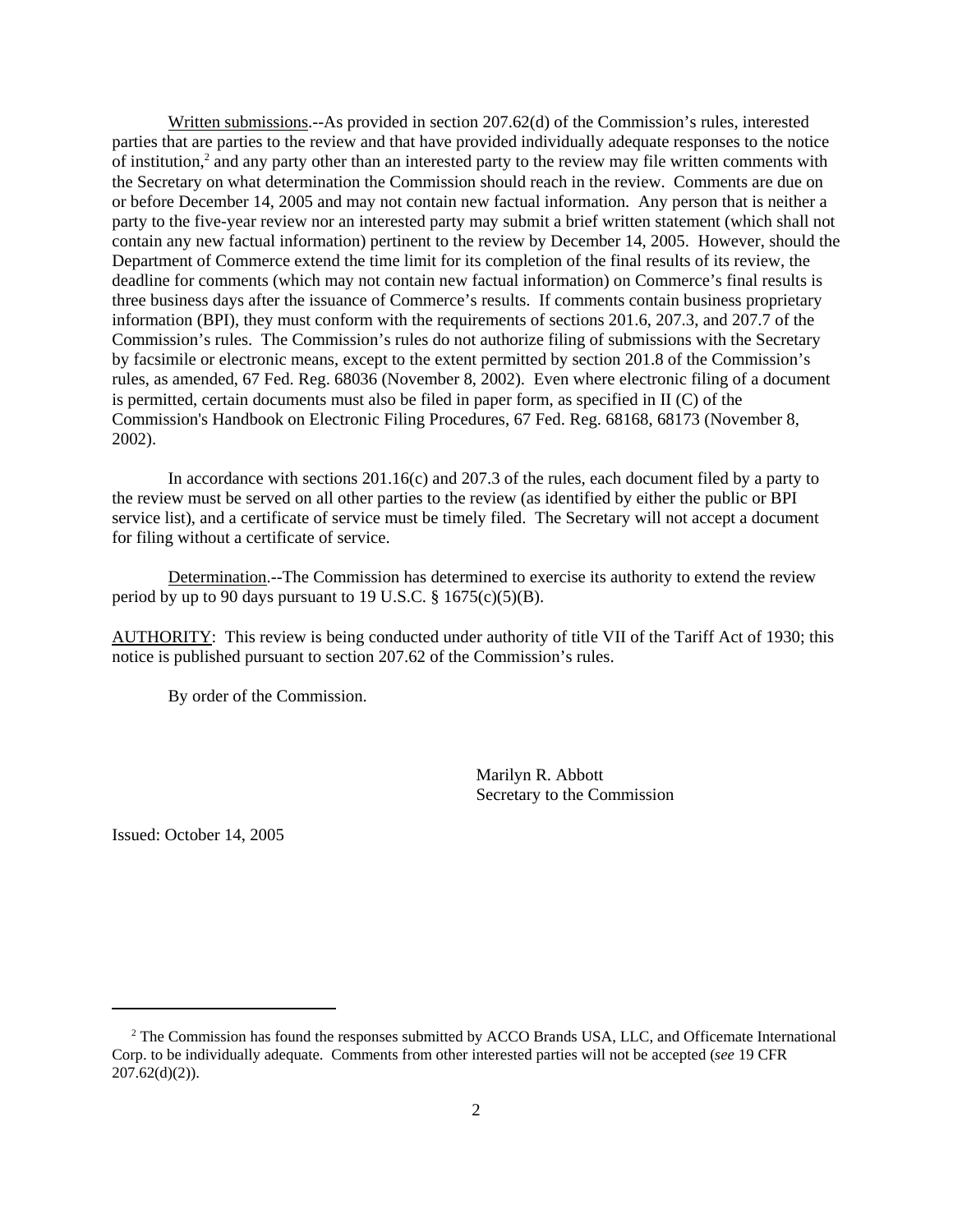Written submissions.--As provided in section 207.62(d) of the Commission's rules, interested parties that are parties to the review and that have provided individually adequate responses to the notice of institution,[2] and any party other than an interested party to the review may file written comments with the Secretary on what determination the Commission should reach in the review. Comments are due on or before December 14, 2005 and may not contain new factual information. Any person that is neither a party to the five-year review nor an interested party may submit a brief written statement (which shall not contain any new factual information) pertinent to the review by December 14, 2005. However, should the Department of Commerce extend the time limit for its completion of the final results of its review, the deadline for comments (which may not contain new factual information) on Commerce's final results is three business days after the issuance of Commerce's results. If comments contain business proprietary information (BPI), they must conform with the requirements of sections 201.6, 207.3, and 207.7 of the Commission's rules. The Commission's rules do not authorize filing of submissions with the Secretary by facsimile or electronic means, except to the extent permitted by section 201.8 of the Commission's rules, as amended, 67 Fed. Reg. 68036 (November 8, 2002). Even where electronic filing of a document is permitted, certain documents must also be filed in paper form, as specified in II (C) of the Commission's Handbook on Electronic Filing Procedures, 67 Fed. Reg. 68168, 68173 (November 8, 2002).

In accordance with sections 201.16(c) and 207.3 of the rules, each document filed by a party to the review must be served on all other parties to the review (as identified by either the public or BPI service list), and a certificate of service must be timely filed. The Secretary will not accept a document for filing without a certificate of service.

Determination.--The Commission has determined to exercise its authority to extend the review period by up to 90 days pursuant to 19 U.S.C. § 1675(c)(5)(B).

AUTHORITY: This review is being conducted under authority of title VII of the Tariff Act of 1930; this notice is published pursuant to section 207.62 of the Commission's rules.

By order of the Commission.

Marilyn R. Abbott
Secretary to the Commission

Issued: October 14, 2005

---

[2] The Commission has found the responses submitted by ACCO Brands USA, LLC, and Officemate International Corp. to be individually adequate. Comments from other interested parties will not be accepted (*see* 19 CFR 207.62(d)(2)).